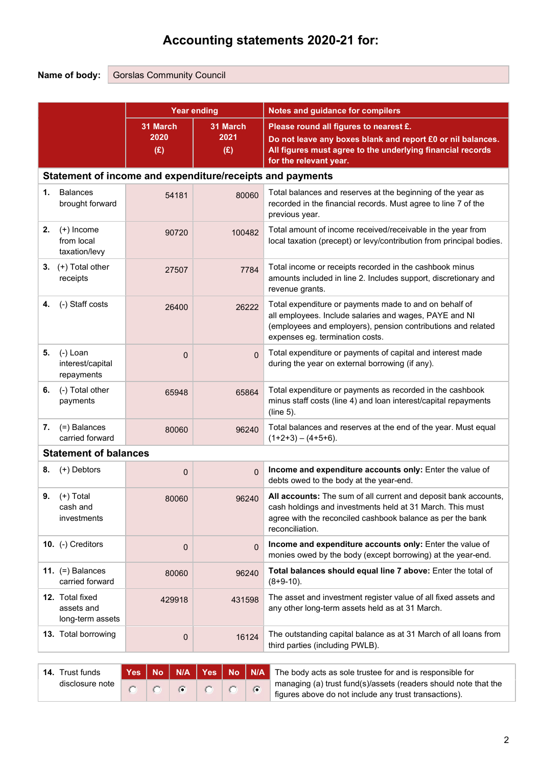# Accounting statements 2020-21 for:

**Name of body:** Gorslas Community Council

| | Year ending | | Notes and guidance for compilers |
|---|---|---|---|
| | 31 March 2020 (£) | 31 March 2021 (£) | **Please round all figures to nearest £. Do not leave any boxes blank and report £0 or nil balances. All figures must agree to the underlying financial records for the relevant year.** |
| **Statement of income and expenditure/receipts and payments** | | | |
| **1.** Balances brought forward | 54181 | 80060 | Total balances and reserves at the beginning of the year as recorded in the financial records. Must agree to line 7 of the previous year. |
| **2.** (+) Income from local taxation/levy | 90720 | 100482 | Total amount of income received/receivable in the year from local taxation (precept) or levy/contribution from principal bodies. |
| **3.** (+) Total other receipts | 27507 | 7784 | Total income or receipts recorded in the cashbook minus amounts included in line 2. Includes support, discretionary and revenue grants. |
| **4.** (-) Staff costs | 26400 | 26222 | Total expenditure or payments made to and on behalf of all employees. Include salaries and wages, PAYE and NI (employees and employers), pension contributions and related expenses eg. termination costs. |
| **5.** (-) Loan interest/capital repayments | 0 | 0 | Total expenditure or payments of capital and interest made during the year on external borrowing (if any). |
| **6.** (-) Total other payments | 65948 | 65864 | Total expenditure or payments as recorded in the cashbook minus staff costs (line 4) and loan interest/capital repayments (line 5). |
| **7.** (=) Balances carried forward | 80060 | 96240 | Total balances and reserves at the end of the year. Must equal (1+2+3) – (4+5+6). |
| **Statement of balances** | | | |
| **8.** (+) Debtors | 0 | 0 | **Income and expenditure accounts only:** Enter the value of debts owed to the body at the year-end. |
| **9.** (+) Total cash and investments | 80060 | 96240 | **All accounts:** The sum of all current and deposit bank accounts, cash holdings and investments held at 31 March. This must agree with the reconciled cashbook balance as per the bank reconciliation. |
| **10.** (-) Creditors | 0 | 0 | **Income and expenditure accounts only:** Enter the value of monies owed by the body (except borrowing) at the year-end. |
| **11.** (=) Balances carried forward | 80060 | 96240 | **Total balances should equal line 7 above:** Enter the total of (8+9-10). |
| **12.** Total fixed assets and long-term assets | 429918 | 431598 | The asset and investment register value of all fixed assets and any other long-term assets held as at 31 March. |
| **13.** Total borrowing | 0 | 16124 | The outstanding capital balance as at 31 March of all loans from third parties (including PWLB). |

| | Yes | No | N/A | Yes | No | N/A | |
|---|---|---|---|---|---|---|---|
| **14.** Trust funds disclosure note | ○ | ○ | ● | ○ | ○ | ● | The body acts as sole trustee for and is responsible for managing (a) trust fund(s)/assets (readers should note that the figures above do not include any trust transactions). |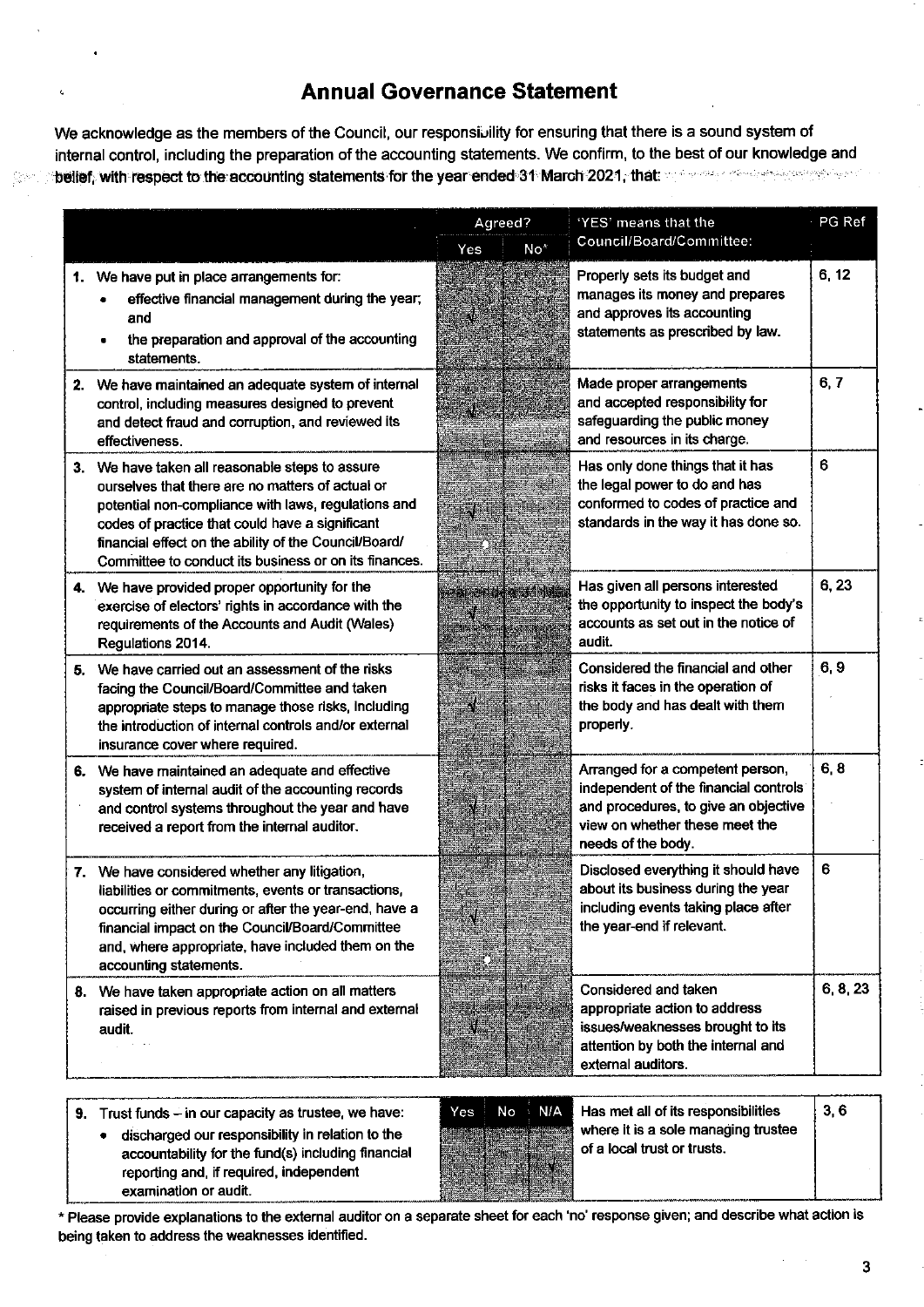# Annual Governance Statement

We acknowledge as the members of the Council, our responsibility for ensuring that there is a sound system of internal control, including the preparation of the accounting statements. We confirm, to the best of our knowledge and belief, with respect to the accounting statements for the year ended 31 March 2021, that:

| | Agreed? | | 'YES' means that the Council/Board/Committee: | PG Ref |
|---|---|---|---|---|
| | Yes | No* | | |
| **1.** We have put in place arrangements for:<br>• effective financial management during the year; and<br>• the preparation and approval of the accounting statements. | √ | | Properly sets its budget and manages its money and prepares and approves its accounting statements as prescribed by law. | 6, 12 |
| **2.** We have maintained an adequate system of internal control, including measures designed to prevent and detect fraud and corruption, and reviewed its effectiveness. | √ | | Made proper arrangements and accepted responsibility for safeguarding the public money and resources in its charge. | 6, 7 |
| **3.** We have taken all reasonable steps to assure ourselves that there are no matters of actual or potential non-compliance with laws, regulations and codes of practice that could have a significant financial effect on the ability of the Council/Board/Committee to conduct its business or on its finances. | √ | | Has only done things that it has the legal power to do and has conformed to codes of practice and standards in the way it has done so. | 6 |
| **4.** We have provided proper opportunity for the exercise of electors' rights in accordance with the requirements of the Accounts and Audit (Wales) Regulations 2014. | √ | | Has given all persons interested the opportunity to inspect the body's accounts as set out in the notice of audit. | 6, 23 |
| **5.** We have carried out an assessment of the risks facing the Council/Board/Committee and taken appropriate steps to manage those risks, including the introduction of internal controls and/or external insurance cover where required. | √ | | Considered the financial and other risks it faces in the operation of the body and has dealt with them properly. | 6, 9 |
| **6.** We have maintained an adequate and effective system of internal audit of the accounting records and control systems throughout the year and have received a report from the internal auditor. | √ | | Arranged for a competent person, independent of the financial controls and procedures, to give an objective view on whether these meet the needs of the body. | 6, 8 |
| **7.** We have considered whether any litigation, liabilities or commitments, events or transactions, occurring either during or after the year-end, have a financial impact on the Council/Board/Committee and, where appropriate, have included them on the accounting statements. | √ | | Disclosed everything it should have about its business during the year including events taking place after the year-end if relevant. | 6 |
| **8.** We have taken appropriate action on all matters raised in previous reports from internal and external audit. | √ | | Considered and taken appropriate action to address issues/weaknesses brought to its attention by both the internal and external auditors. | 6, 8, 23 |

| | Yes | No | N/A | | |
|---|---|---|---|---|---|
| **9.** Trust funds – in our capacity as trustee, we have:<br>• discharged our responsibility in relation to the accountability for the fund(s) including financial reporting and, if required, independent examination or audit. | | | √ | Has met all of its responsibilities where it is a sole managing trustee of a local trust or trusts. | 3, 6 |

* Please provide explanations to the external auditor on a separate sheet for each 'no' response given; and describe what action is being taken to address the weaknesses identified.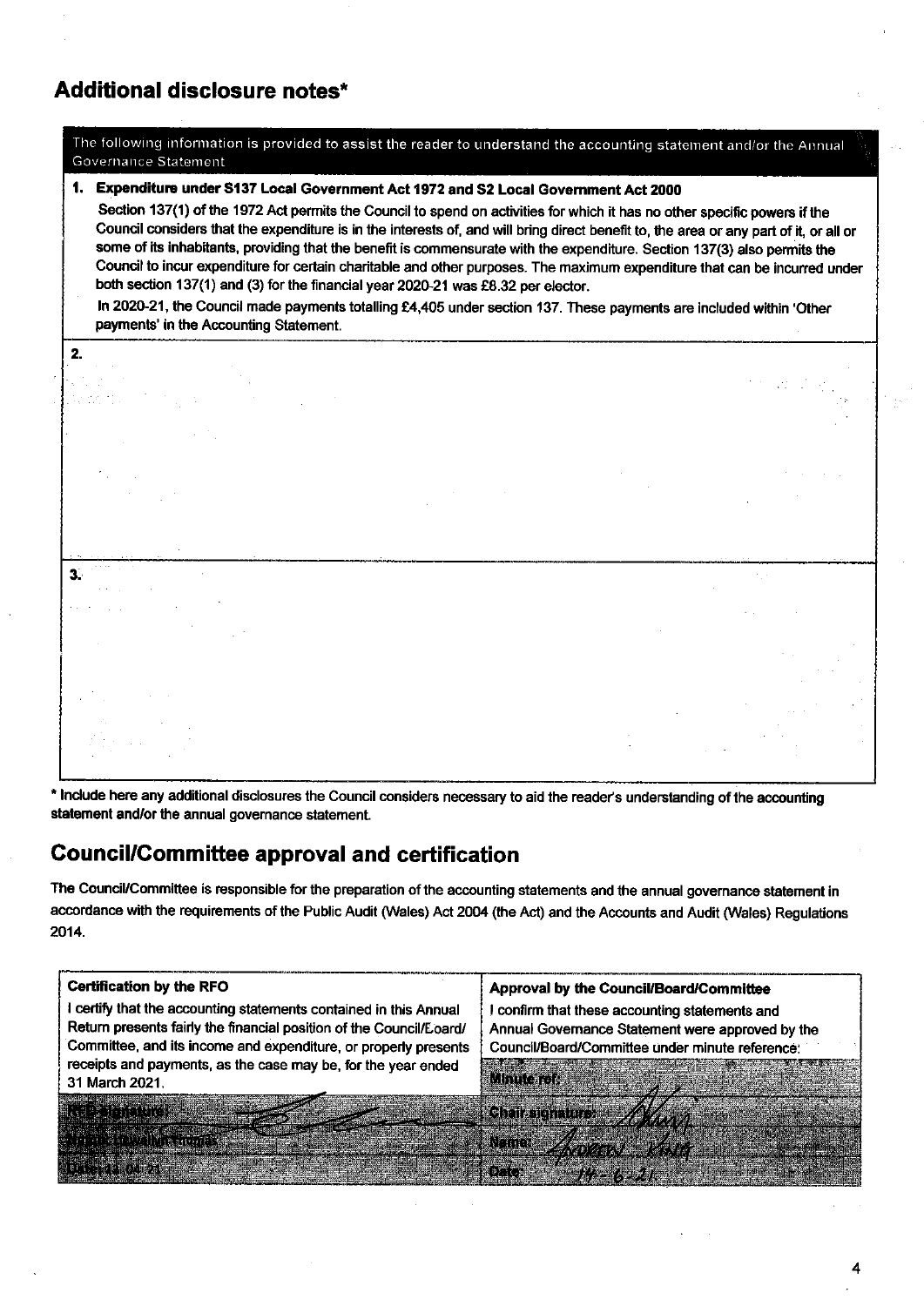## Additional disclosure notes*

The following information is provided to assist the reader to understand the accounting statement and/or the Annual Governance Statement

**1. Expenditure under S137 Local Government Act 1972 and S2 Local Government Act 2000**

Section 137(1) of the 1972 Act permits the Council to spend on activities for which it has no other specific powers if the Council considers that the expenditure is in the interests of, and will bring direct benefit to, the area or any part of it, or all or some of its inhabitants, providing that the benefit is commensurate with the expenditure. Section 137(3) also permits the Council to incur expenditure for certain charitable and other purposes. The maximum expenditure that can be incurred under both section 137(1) and (3) for the financial year 2020-21 was £8.32 per elector.

In 2020-21, the Council made payments totalling £4,405 under section 137. These payments are included within 'Other payments' in the Accounting Statement.

**2.**

**3.**

\* Include here any additional disclosures the Council considers necessary to aid the reader's understanding of the accounting statement and/or the annual governance statement.

## Council/Committee approval and certification

The Council/Committee is responsible for the preparation of the accounting statements and the annual governance statement in accordance with the requirements of the Public Audit (Wales) Act 2004 (the Act) and the Accounts and Audit (Wales) Regulations 2014.

| Certification by the RFO | Approval by the Council/Board/Committee |
|---|---|
| I certify that the accounting statements contained in this Annual Return presents fairly the financial position of the Council/Board/ Committee, and its income and expenditure, or properly presents receipts and payments, as the case may be, for the year ended 31 March 2021. | I confirm that these accounting statements and Annual Governance Statement were approved by the Council/Board/Committee under minute reference: |
| | Minute ref: |
| RFO signature: | Chair signature: |
| Name: Llewellyn Thomas | Name: Andrew King |
| Date: 14-06-21 | Date: 14-6-21 |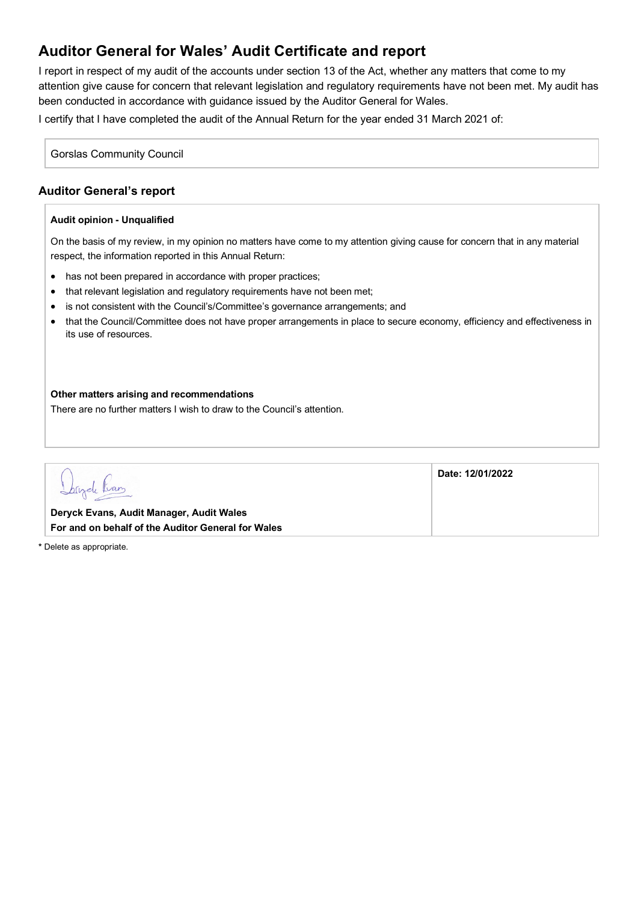# Auditor General for Wales' Audit Certificate and report

I report in respect of my audit of the accounts under section 13 of the Act, whether any matters that come to my attention give cause for concern that relevant legislation and regulatory requirements have not been met. My audit has been conducted in accordance with guidance issued by the Auditor General for Wales.

I certify that I have completed the audit of the Annual Return for the year ended 31 March 2021 of:

Gorslas Community Council

## Auditor General's report

**Audit opinion - Unqualified**

On the basis of my review, in my opinion no matters have come to my attention giving cause for concern that in any material respect, the information reported in this Annual Return:

- has not been prepared in accordance with proper practices;
- that relevant legislation and regulatory requirements have not been met;
- is not consistent with the Council's/Committee's governance arrangements; and
- that the Council/Committee does not have proper arrangements in place to secure economy, efficiency and effectiveness in its use of resources.

**Other matters arising and recommendations**

There are no further matters I wish to draw to the Council's attention.

| Deryck Evans<br>**Deryck Evans, Audit Manager, Audit Wales**<br>**For and on behalf of the Auditor General for Wales** | **Date: 12/01/2022** |
|---|---|

**\*** Delete as appropriate.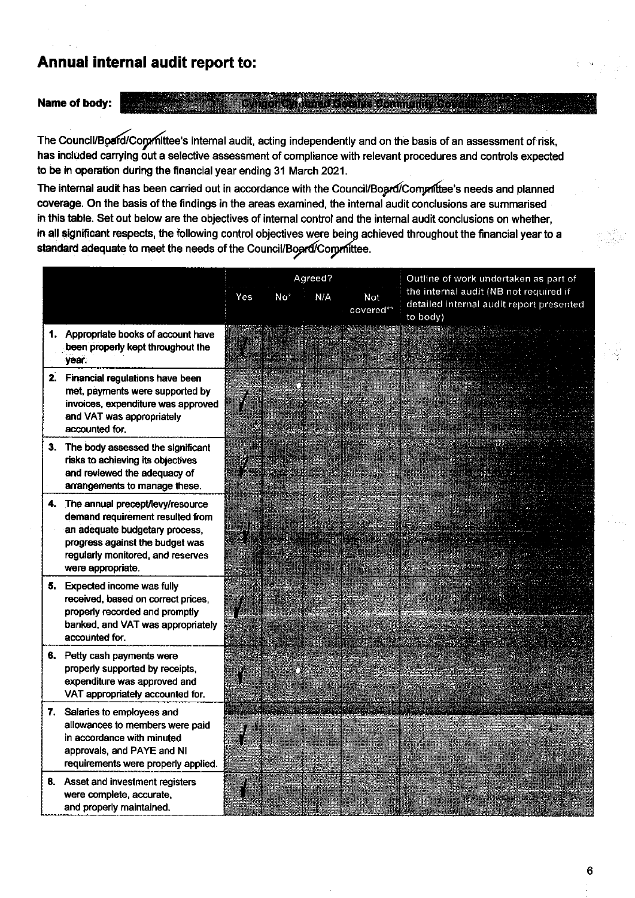# Annual internal audit report to:

**Name of body:** Cyngor Cymuned Gorslas Community Council

The Council/~~Board/Committee~~'s internal audit, acting independently and on the basis of an assessment of risk, has included carrying out a selective assessment of compliance with relevant procedures and controls expected to be in operation during the financial year ending 31 March 2021.

The internal audit has been carried out in accordance with the Council/~~Board/Committee~~'s needs and planned coverage. On the basis of the findings in the areas examined, the internal audit conclusions are summarised in this table. Set out below are the objectives of internal control and the internal audit conclusions on whether, in all significant respects, the following control objectives were being achieved throughout the financial year to a standard adequate to meet the needs of the Council/~~Board/Committee~~.

| | Agreed? | | | | Outline of work undertaken as part of the internal audit (NB not required if detailed internal audit report presented to body) |
|---|---|---|---|---|---|
| | Yes | No* | N/A | Not covered** | |
| 1. Appropriate books of account have been properly kept throughout the year. | ✓ | | | | |
| 2. Financial regulations have been met, payments were supported by invoices, expenditure was approved and VAT was appropriately accounted for. | ✓ | | | | |
| 3. The body assessed the significant risks to achieving its objectives and reviewed the adequacy of arrangements to manage these. | ✓ | | | | |
| 4. The annual precept/levy/resource demand requirement resulted from an adequate budgetary process, progress against the budget was regularly monitored, and reserves were appropriate. | ✓ | | | | |
| 5. Expected income was fully received, based on correct prices, properly recorded and promptly banked, and VAT was appropriately accounted for. | ✓ | | | | |
| 6. Petty cash payments were properly supported by receipts, expenditure was approved and VAT appropriately accounted for. | ✓ | | | | |
| 7. Salaries to employees and allowances to members were paid in accordance with minuted approvals, and PAYE and NI requirements were properly applied. | ✓ | | | | |
| 8. Asset and investment registers were complete, accurate, and properly maintained. | ✓ | | | | |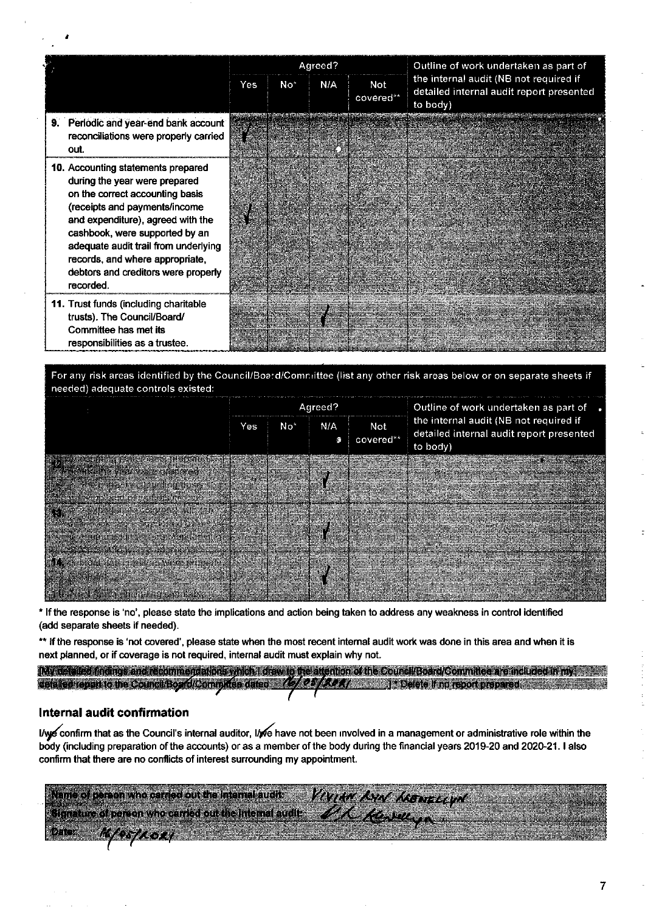| | Agreed? | | | | Outline of work undertaken as part of the internal audit (NB not required if detailed internal audit report presented to body) |
|---|---|---|---|---|---|
| | Yes | No* | N/A | Not covered** | |
| **9.** Periodic and year-end bank account reconciliations were properly carried out. | ✓ | | | | |
| **10.** Accounting statements prepared during the year were prepared on the correct accounting basis (receipts and payments/income and expenditure), agreed with the cashbook, were supported by an adequate audit trail from underlying records, and where appropriate, debtors and creditors were properly recorded. | ✓ | | | | |
| **11.** Trust funds (including charitable trusts). The Council/Board/ Committee has met its responsibilities as a trustee. | | | ✓ | | |

For any risk areas identified by the Council/Board/Committee (list any other risk areas below or on separate sheets if needed) adequate controls existed:

| | Agreed? | | | | Outline of work undertaken as part of the internal audit (NB not required if detailed internal audit report presented to body) |
|---|---|---|---|---|---|
| | Yes | No* | N/A | Not covered** | |
| **12.** | | | ✓ | | |
| **13.** | | | ✓ | | |
| **14.** | | | ✓ | | |

\* If the response is 'no', please state the implications and action being taken to address any weakness in control identified (add separate sheets if needed).

\** If the response is 'not covered', please state when the most recent internal audit work was done in this area and when it is next planned, or if coverage is not required, internal audit must explain why not.

[My detailed findings and recommendations which I draw to the attention of the Council/Board/Committee are included in my detailed report to the Council/Board/Committee dated 14/05/2021 ] * Delete if no report prepared.

## Internal audit confirmation

I/we confirm that as the Council's internal auditor, I/we have not been involved in a management or administrative role within the body (including preparation of the accounts) or as a member of the body during the financial years 2019-20 and 2020-21. I also confirm that there are no conflicts of interest surrounding my appointment.

Name of person who carried out the internal audit: Vivian Ann Llewellyn

Signature of person who carried out the internal audit: V A Llewellyn

Date: 14/05/2021